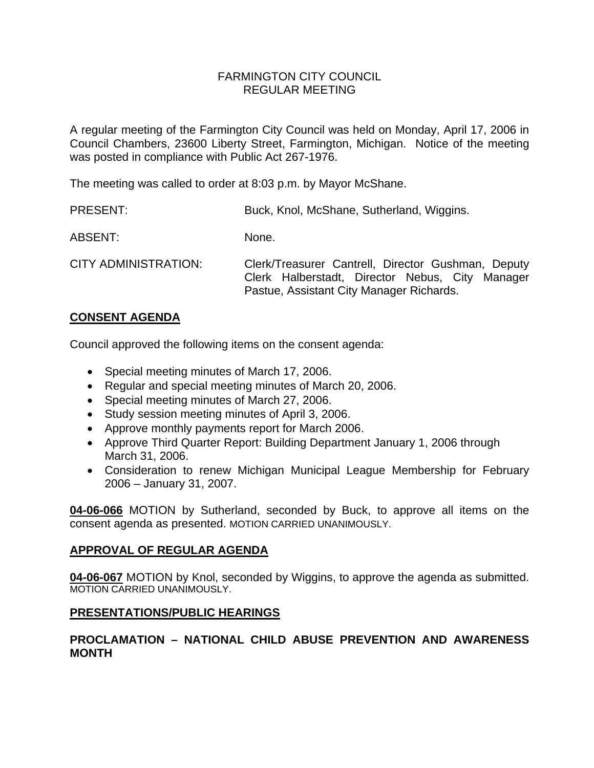# FARMINGTON CITY COUNCIL
## REGULAR MEETING

A regular meeting of the Farmington City Council was held on Monday, April 17, 2006 in Council Chambers, 23600 Liberty Street, Farmington, Michigan. Notice of the meeting was posted in compliance with Public Act 267-1976.

The meeting was called to order at 8:03 p.m. by Mayor McShane.

| | |
|---|---|
| PRESENT: | Buck, Knol, McShane, Sutherland, Wiggins. |
| ABSENT: | None. |
| CITY ADMINISTRATION: | Clerk/Treasurer Cantrell, Director Gushman, Deputy Clerk Halberstadt, Director Nebus, City Manager Pastue, Assistant City Manager Richards. |

## CONSENT AGENDA

Council approved the following items on the consent agenda:

- Special meeting minutes of March 17, 2006.
- Regular and special meeting minutes of March 20, 2006.
- Special meeting minutes of March 27, 2006.
- Study session meeting minutes of April 3, 2006.
- Approve monthly payments report for March 2006.
- Approve Third Quarter Report: Building Department January 1, 2006 through March 31, 2006.
- Consideration to renew Michigan Municipal League Membership for February 2006 – January 31, 2007.

**04-06-066** MOTION by Sutherland, seconded by Buck, to approve all items on the consent agenda as presented. MOTION CARRIED UNANIMOUSLY.

## APPROVAL OF REGULAR AGENDA

**04-06-067** MOTION by Knol, seconded by Wiggins, to approve the agenda as submitted. MOTION CARRIED UNANIMOUSLY.

## PRESENTATIONS/PUBLIC HEARINGS

### PROCLAMATION – NATIONAL CHILD ABUSE PREVENTION AND AWARENESS MONTH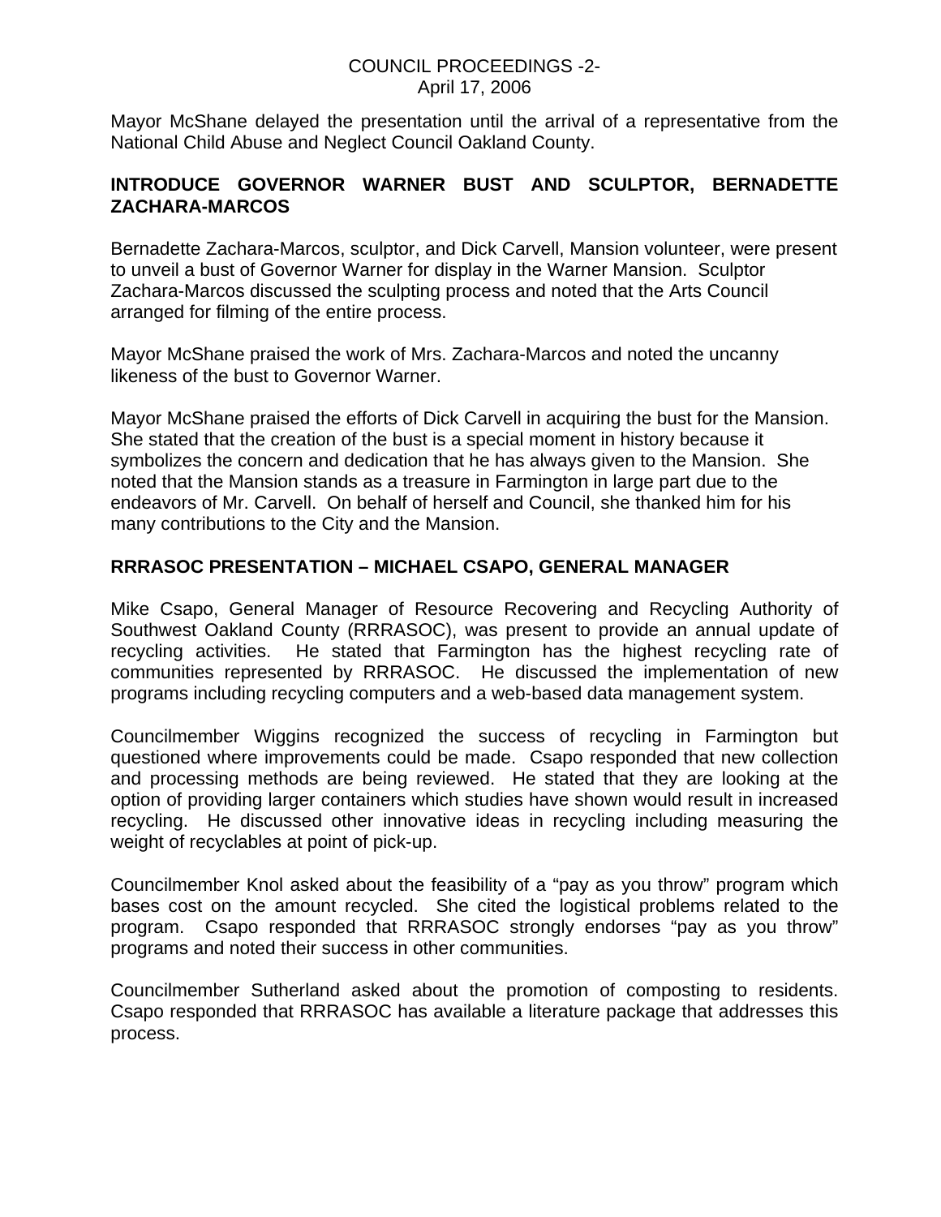Mayor McShane delayed the presentation until the arrival of a representative from the National Child Abuse and Neglect Council Oakland County.

## INTRODUCE GOVERNOR WARNER BUST AND SCULPTOR, BERNADETTE ZACHARA-MARCOS

Bernadette Zachara-Marcos, sculptor, and Dick Carvell, Mansion volunteer, were present to unveil a bust of Governor Warner for display in the Warner Mansion. Sculptor Zachara-Marcos discussed the sculpting process and noted that the Arts Council arranged for filming of the entire process.

Mayor McShane praised the work of Mrs. Zachara-Marcos and noted the uncanny likeness of the bust to Governor Warner.

Mayor McShane praised the efforts of Dick Carvell in acquiring the bust for the Mansion. She stated that the creation of the bust is a special moment in history because it symbolizes the concern and dedication that he has always given to the Mansion. She noted that the Mansion stands as a treasure in Farmington in large part due to the endeavors of Mr. Carvell. On behalf of herself and Council, she thanked him for his many contributions to the City and the Mansion.

## RRRASOC PRESENTATION – MICHAEL CSAPO, GENERAL MANAGER

Mike Csapo, General Manager of Resource Recovering and Recycling Authority of Southwest Oakland County (RRRASOC), was present to provide an annual update of recycling activities. He stated that Farmington has the highest recycling rate of communities represented by RRRASOC. He discussed the implementation of new programs including recycling computers and a web-based data management system.

Councilmember Wiggins recognized the success of recycling in Farmington but questioned where improvements could be made. Csapo responded that new collection and processing methods are being reviewed. He stated that they are looking at the option of providing larger containers which studies have shown would result in increased recycling. He discussed other innovative ideas in recycling including measuring the weight of recyclables at point of pick-up.

Councilmember Knol asked about the feasibility of a “pay as you throw” program which bases cost on the amount recycled. She cited the logistical problems related to the program. Csapo responded that RRRASOC strongly endorses “pay as you throw” programs and noted their success in other communities.

Councilmember Sutherland asked about the promotion of composting to residents. Csapo responded that RRRASOC has available a literature package that addresses this process.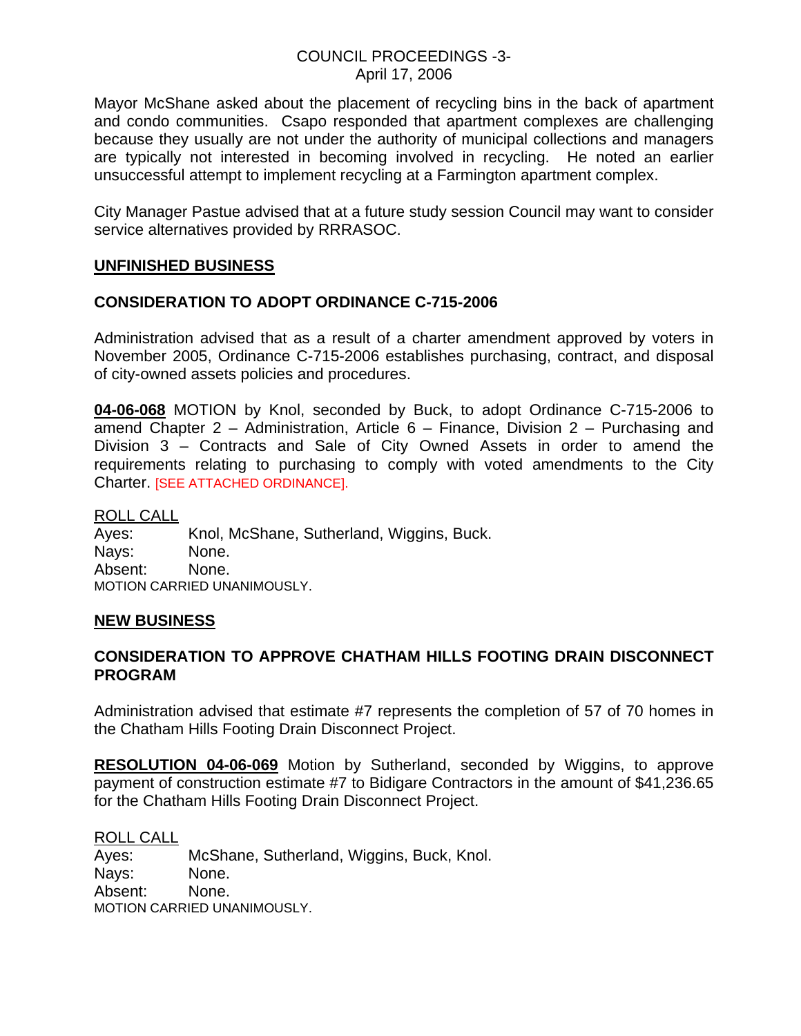Mayor McShane asked about the placement of recycling bins in the back of apartment and condo communities. Csapo responded that apartment complexes are challenging because they usually are not under the authority of municipal collections and managers are typically not interested in becoming involved in recycling. He noted an earlier unsuccessful attempt to implement recycling at a Farmington apartment complex.

City Manager Pastue advised that at a future study session Council may want to consider service alternatives provided by RRRASOC.

## UNFINISHED BUSINESS

### CONSIDERATION TO ADOPT ORDINANCE C-715-2006

Administration advised that as a result of a charter amendment approved by voters in November 2005, Ordinance C-715-2006 establishes purchasing, contract, and disposal of city-owned assets policies and procedures.

**04-06-068** MOTION by Knol, seconded by Buck, to adopt Ordinance C-715-2006 to amend Chapter 2 – Administration, Article 6 – Finance, Division 2 – Purchasing and Division 3 – Contracts and Sale of City Owned Assets in order to amend the requirements relating to purchasing to comply with voted amendments to the City Charter. [SEE ATTACHED ORDINANCE].

ROLL CALL
Ayes: Knol, McShane, Sutherland, Wiggins, Buck.
Nays: None.
Absent: None.
MOTION CARRIED UNANIMOUSLY.

## NEW BUSINESS

### CONSIDERATION TO APPROVE CHATHAM HILLS FOOTING DRAIN DISCONNECT PROGRAM

Administration advised that estimate #7 represents the completion of 57 of 70 homes in the Chatham Hills Footing Drain Disconnect Project.

**RESOLUTION 04-06-069** Motion by Sutherland, seconded by Wiggins, to approve payment of construction estimate #7 to Bidigare Contractors in the amount of $41,236.65 for the Chatham Hills Footing Drain Disconnect Project.

ROLL CALL
Ayes: McShane, Sutherland, Wiggins, Buck, Knol.
Nays: None.
Absent: None.
MOTION CARRIED UNANIMOUSLY.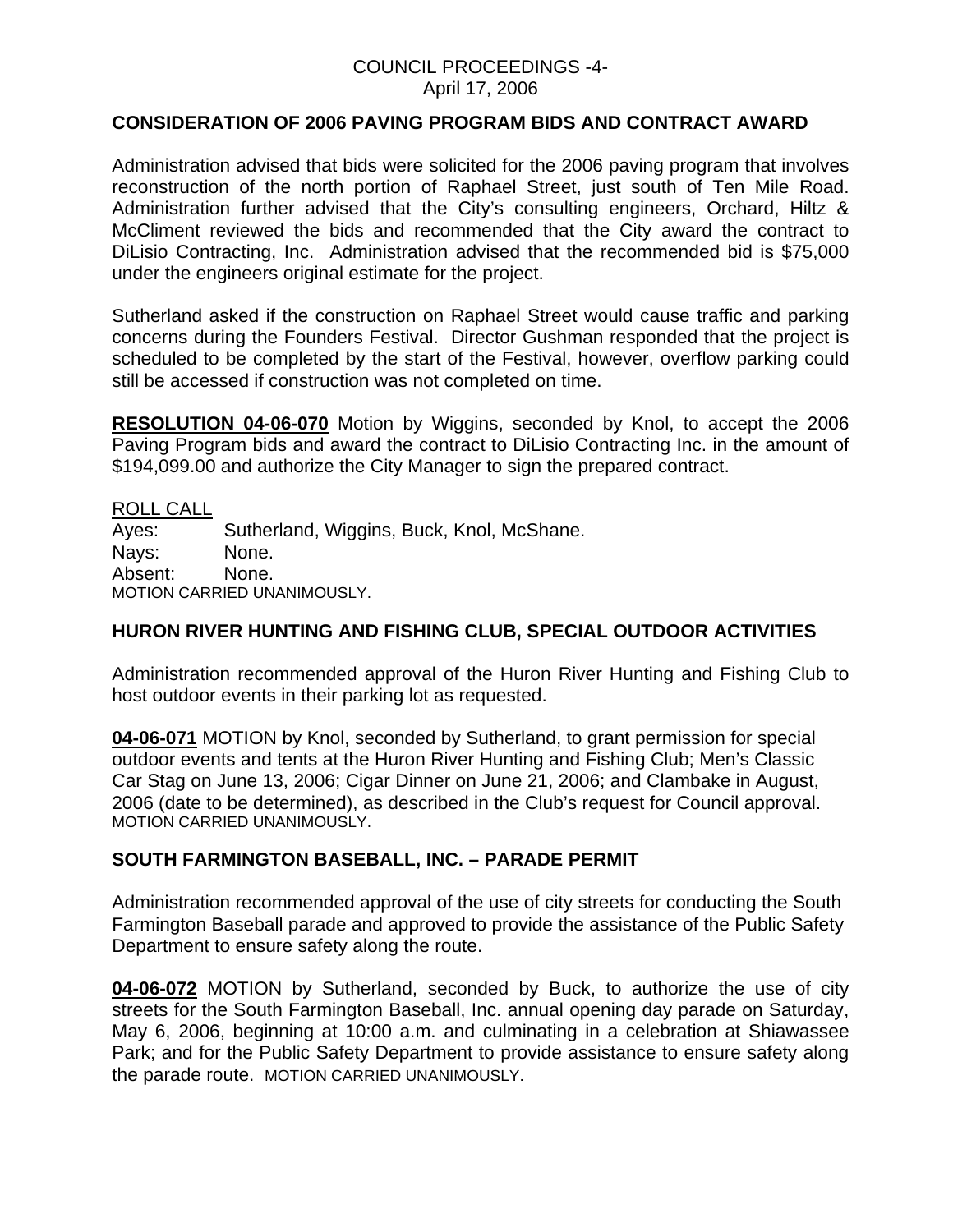## CONSIDERATION OF 2006 PAVING PROGRAM BIDS AND CONTRACT AWARD

Administration advised that bids were solicited for the 2006 paving program that involves reconstruction of the north portion of Raphael Street, just south of Ten Mile Road. Administration further advised that the City's consulting engineers, Orchard, Hiltz & McCliment reviewed the bids and recommended that the City award the contract to DiLisio Contracting, Inc. Administration advised that the recommended bid is $75,000 under the engineers original estimate for the project.

Sutherland asked if the construction on Raphael Street would cause traffic and parking concerns during the Founders Festival. Director Gushman responded that the project is scheduled to be completed by the start of the Festival, however, overflow parking could still be accessed if construction was not completed on time.

**RESOLUTION 04-06-070** Motion by Wiggins, seconded by Knol, to accept the 2006 Paving Program bids and award the contract to DiLisio Contracting Inc. in the amount of $194,099.00 and authorize the City Manager to sign the prepared contract.

ROLL CALL
Ayes: Sutherland, Wiggins, Buck, Knol, McShane.
Nays: None.
Absent: None.
MOTION CARRIED UNANIMOUSLY.

## HURON RIVER HUNTING AND FISHING CLUB, SPECIAL OUTDOOR ACTIVITIES

Administration recommended approval of the Huron River Hunting and Fishing Club to host outdoor events in their parking lot as requested.

**04-06-071** MOTION by Knol, seconded by Sutherland, to grant permission for special outdoor events and tents at the Huron River Hunting and Fishing Club; Men's Classic Car Stag on June 13, 2006; Cigar Dinner on June 21, 2006; and Clambake in August, 2006 (date to be determined), as described in the Club's request for Council approval. MOTION CARRIED UNANIMOUSLY.

## SOUTH FARMINGTON BASEBALL, INC. – PARADE PERMIT

Administration recommended approval of the use of city streets for conducting the South Farmington Baseball parade and approved to provide the assistance of the Public Safety Department to ensure safety along the route.

**04-06-072** MOTION by Sutherland, seconded by Buck, to authorize the use of city streets for the South Farmington Baseball, Inc. annual opening day parade on Saturday, May 6, 2006, beginning at 10:00 a.m. and culminating in a celebration at Shiawassee Park; and for the Public Safety Department to provide assistance to ensure safety along the parade route. MOTION CARRIED UNANIMOUSLY.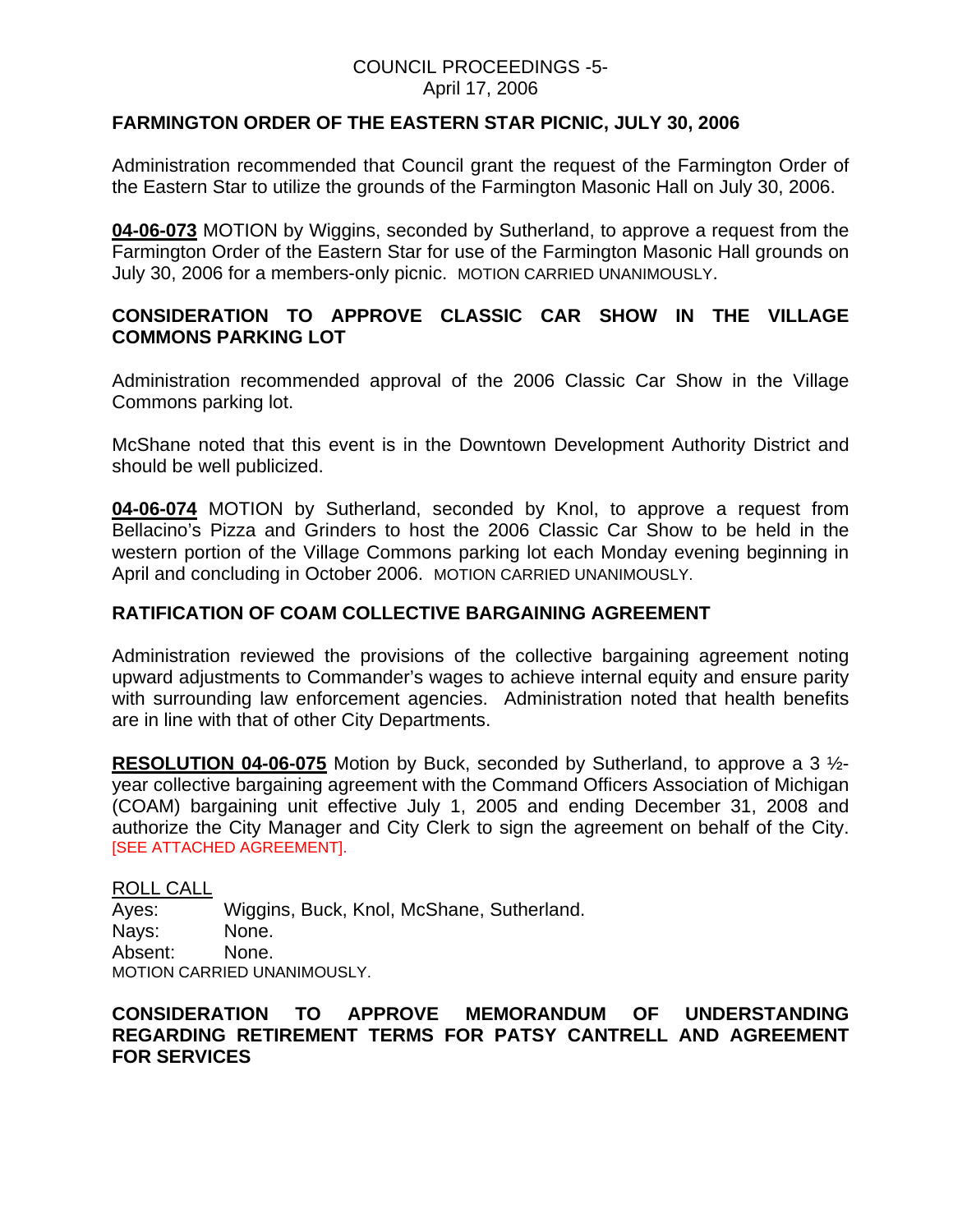## FARMINGTON ORDER OF THE EASTERN STAR PICNIC, JULY 30, 2006

Administration recommended that Council grant the request of the Farmington Order of the Eastern Star to utilize the grounds of the Farmington Masonic Hall on July 30, 2006.

**04-06-073** MOTION by Wiggins, seconded by Sutherland, to approve a request from the Farmington Order of the Eastern Star for use of the Farmington Masonic Hall grounds on July 30, 2006 for a members-only picnic. MOTION CARRIED UNANIMOUSLY.

## CONSIDERATION TO APPROVE CLASSIC CAR SHOW IN THE VILLAGE COMMONS PARKING LOT

Administration recommended approval of the 2006 Classic Car Show in the Village Commons parking lot.

McShane noted that this event is in the Downtown Development Authority District and should be well publicized.

**04-06-074** MOTION by Sutherland, seconded by Knol, to approve a request from Bellacino's Pizza and Grinders to host the 2006 Classic Car Show to be held in the western portion of the Village Commons parking lot each Monday evening beginning in April and concluding in October 2006. MOTION CARRIED UNANIMOUSLY.

## RATIFICATION OF COAM COLLECTIVE BARGAINING AGREEMENT

Administration reviewed the provisions of the collective bargaining agreement noting upward adjustments to Commander's wages to achieve internal equity and ensure parity with surrounding law enforcement agencies. Administration noted that health benefits are in line with that of other City Departments.

**RESOLUTION 04-06-075** Motion by Buck, seconded by Sutherland, to approve a 3 ½-year collective bargaining agreement with the Command Officers Association of Michigan (COAM) bargaining unit effective July 1, 2005 and ending December 31, 2008 and authorize the City Manager and City Clerk to sign the agreement on behalf of the City. [SEE ATTACHED AGREEMENT].

ROLL CALL
Ayes: Wiggins, Buck, Knol, McShane, Sutherland.
Nays: None.
Absent: None.
MOTION CARRIED UNANIMOUSLY.

## CONSIDERATION TO APPROVE MEMORANDUM OF UNDERSTANDING REGARDING RETIREMENT TERMS FOR PATSY CANTRELL AND AGREEMENT FOR SERVICES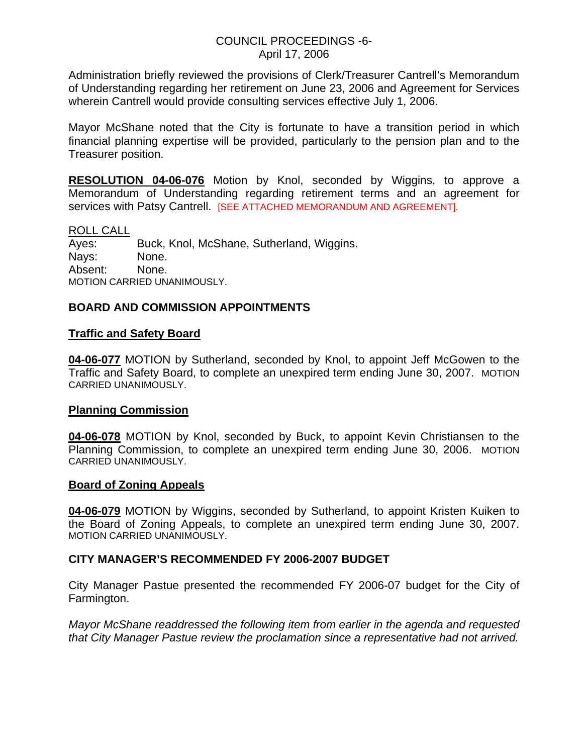Administration briefly reviewed the provisions of Clerk/Treasurer Cantrell's Memorandum of Understanding regarding her retirement on June 23, 2006 and Agreement for Services wherein Cantrell would provide consulting services effective July 1, 2006.

Mayor McShane noted that the City is fortunate to have a transition period in which financial planning expertise will be provided, particularly to the pension plan and to the Treasurer position.

**RESOLUTION 04-06-076** Motion by Knol, seconded by Wiggins, to approve a Memorandum of Understanding regarding retirement terms and an agreement for services with Patsy Cantrell. [SEE ATTACHED MEMORANDUM AND AGREEMENT].

ROLL CALL
Ayes: Buck, Knol, McShane, Sutherland, Wiggins.
Nays: None.
Absent: None.
MOTION CARRIED UNANIMOUSLY.

## BOARD AND COMMISSION APPOINTMENTS

### Traffic and Safety Board

**04-06-077** MOTION by Sutherland, seconded by Knol, to appoint Jeff McGowen to the Traffic and Safety Board, to complete an unexpired term ending June 30, 2007. MOTION CARRIED UNANIMOUSLY.

### Planning Commission

**04-06-078** MOTION by Knol, seconded by Buck, to appoint Kevin Christiansen to the Planning Commission, to complete an unexpired term ending June 30, 2006. MOTION CARRIED UNANIMOUSLY.

### Board of Zoning Appeals

**04-06-079** MOTION by Wiggins, seconded by Sutherland, to appoint Kristen Kuiken to the Board of Zoning Appeals, to complete an unexpired term ending June 30, 2007. MOTION CARRIED UNANIMOUSLY.

## CITY MANAGER'S RECOMMENDED FY 2006-2007 BUDGET

City Manager Pastue presented the recommended FY 2006-07 budget for the City of Farmington.

*Mayor McShane readdressed the following item from earlier in the agenda and requested that City Manager Pastue review the proclamation since a representative had not arrived.*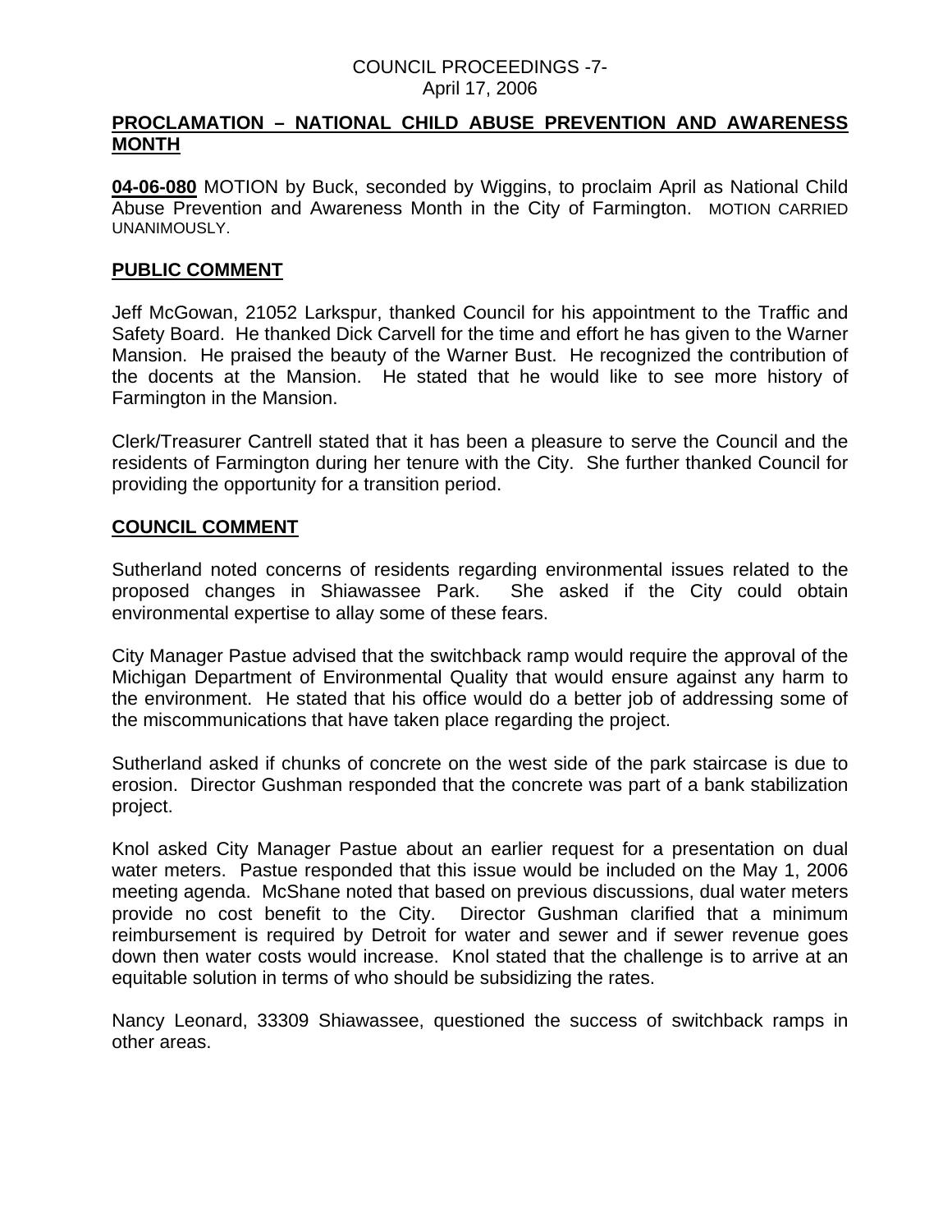## PROCLAMATION – NATIONAL CHILD ABUSE PREVENTION AND AWARENESS MONTH

**04-06-080** MOTION by Buck, seconded by Wiggins, to proclaim April as National Child Abuse Prevention and Awareness Month in the City of Farmington. MOTION CARRIED UNANIMOUSLY.

## PUBLIC COMMENT

Jeff McGowan, 21052 Larkspur, thanked Council for his appointment to the Traffic and Safety Board. He thanked Dick Carvell for the time and effort he has given to the Warner Mansion. He praised the beauty of the Warner Bust. He recognized the contribution of the docents at the Mansion. He stated that he would like to see more history of Farmington in the Mansion.

Clerk/Treasurer Cantrell stated that it has been a pleasure to serve the Council and the residents of Farmington during her tenure with the City. She further thanked Council for providing the opportunity for a transition period.

## COUNCIL COMMENT

Sutherland noted concerns of residents regarding environmental issues related to the proposed changes in Shiawassee Park. She asked if the City could obtain environmental expertise to allay some of these fears.

City Manager Pastue advised that the switchback ramp would require the approval of the Michigan Department of Environmental Quality that would ensure against any harm to the environment. He stated that his office would do a better job of addressing some of the miscommunications that have taken place regarding the project.

Sutherland asked if chunks of concrete on the west side of the park staircase is due to erosion. Director Gushman responded that the concrete was part of a bank stabilization project.

Knol asked City Manager Pastue about an earlier request for a presentation on dual water meters. Pastue responded that this issue would be included on the May 1, 2006 meeting agenda. McShane noted that based on previous discussions, dual water meters provide no cost benefit to the City. Director Gushman clarified that a minimum reimbursement is required by Detroit for water and sewer and if sewer revenue goes down then water costs would increase. Knol stated that the challenge is to arrive at an equitable solution in terms of who should be subsidizing the rates.

Nancy Leonard, 33309 Shiawassee, questioned the success of switchback ramps in other areas.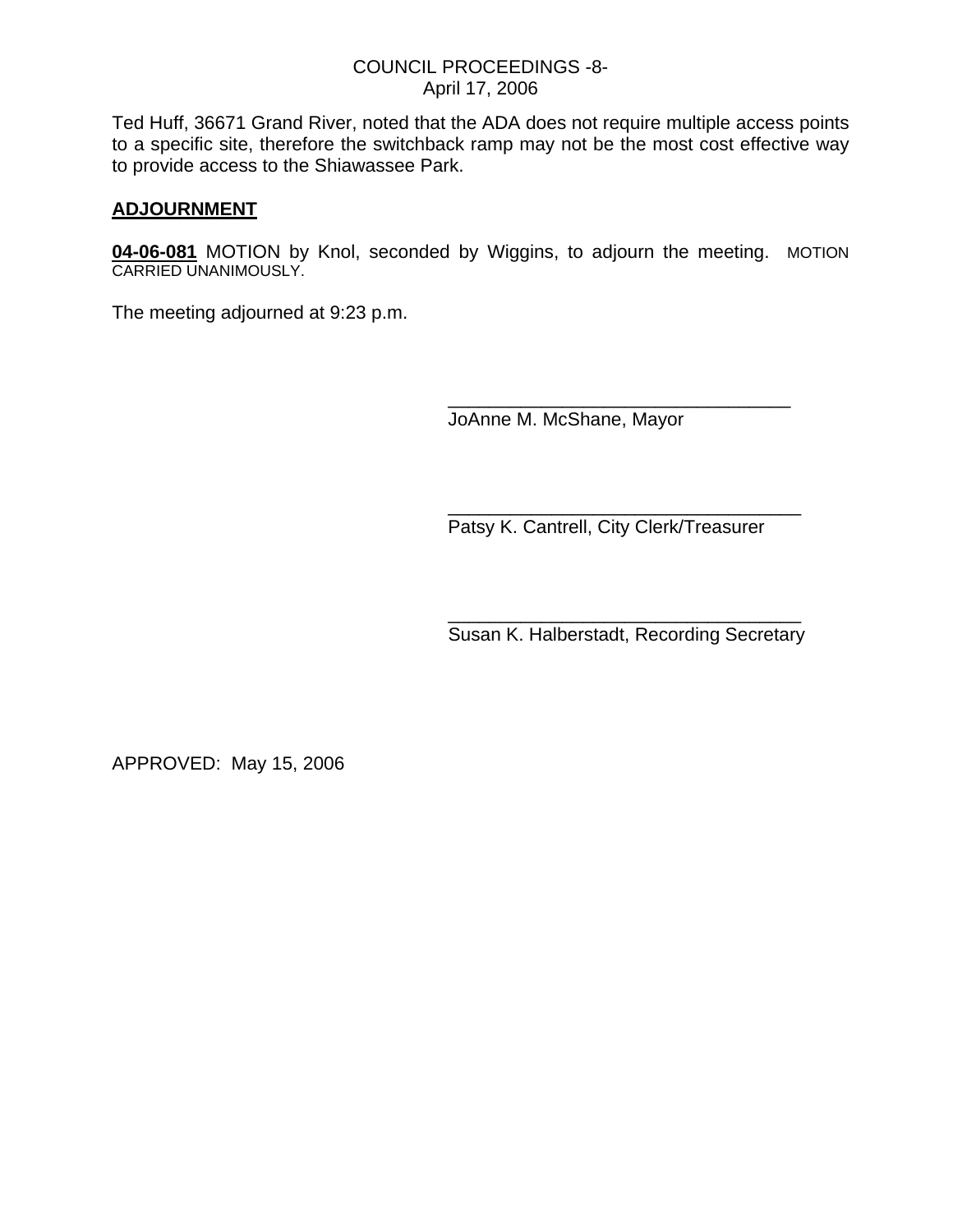Ted Huff, 36671 Grand River, noted that the ADA does not require multiple access points to a specific site, therefore the switchback ramp may not be the most cost effective way to provide access to the Shiawassee Park.

## ADJOURNMENT

**04-06-081** MOTION by Knol, seconded by Wiggins, to adjourn the meeting. MOTION CARRIED UNANIMOUSLY.

The meeting adjourned at 9:23 p.m.

___________________________________
JoAnne M. McShane, Mayor

___________________________________
Patsy K. Cantrell, City Clerk/Treasurer

___________________________________
Susan K. Halberstadt, Recording Secretary

APPROVED: May 15, 2006